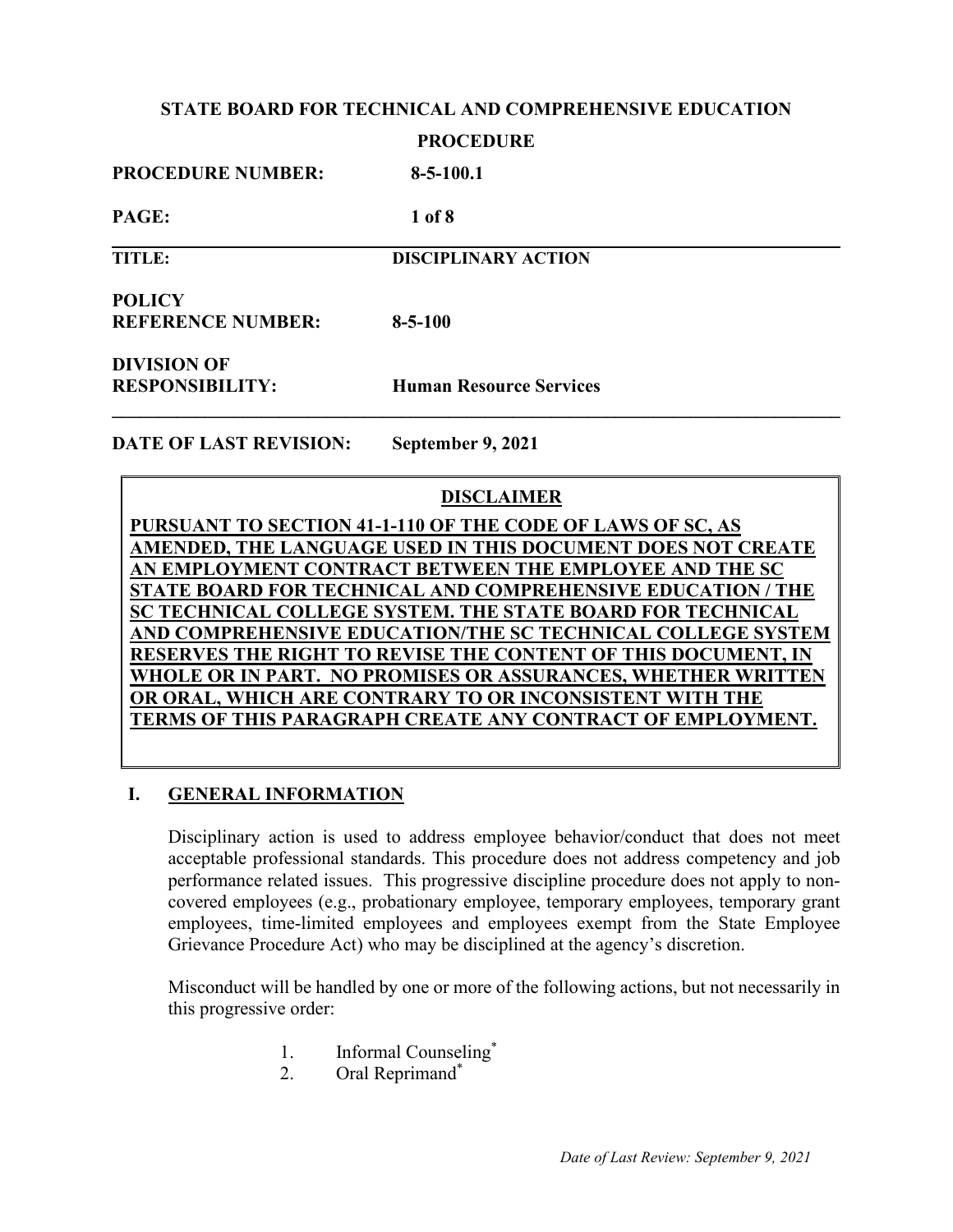**STATE BOARD FOR TECHNICAL AND COMPREHENSIVE EDUCATION**

**PROCEDURE**

| | |
|---|---|
| **PROCEDURE NUMBER:** | **8-5-100.1** |
| **PAGE:** | **1 of 8** |
| **TITLE:** | **DISCIPLINARY ACTION** |
| **POLICY REFERENCE NUMBER:** | **8-5-100** |
| **DIVISION OF RESPONSIBILITY:** | **Human Resource Services** |
| **DATE OF LAST REVISION:** | **September 9, 2021** |

**DISCLAIMER**

**PURSUANT TO SECTION 41-1-110 OF THE CODE OF LAWS OF SC, AS AMENDED, THE LANGUAGE USED IN THIS DOCUMENT DOES NOT CREATE AN EMPLOYMENT CONTRACT BETWEEN THE EMPLOYEE AND THE SC STATE BOARD FOR TECHNICAL AND COMPREHENSIVE EDUCATION / THE SC TECHNICAL COLLEGE SYSTEM. THE STATE BOARD FOR TECHNICAL AND COMPREHENSIVE EDUCATION/THE SC TECHNICAL COLLEGE SYSTEM RESERVES THE RIGHT TO REVISE THE CONTENT OF THIS DOCUMENT, IN WHOLE OR IN PART. NO PROMISES OR ASSURANCES, WHETHER WRITTEN OR ORAL, WHICH ARE CONTRARY TO OR INCONSISTENT WITH THE TERMS OF THIS PARAGRAPH CREATE ANY CONTRACT OF EMPLOYMENT.**

## I. GENERAL INFORMATION

Disciplinary action is used to address employee behavior/conduct that does not meet acceptable professional standards. This procedure does not address competency and job performance related issues. This progressive discipline procedure does not apply to non-covered employees (e.g., probationary employee, temporary employees, temporary grant employees, time-limited employees and employees exempt from the State Employee Grievance Procedure Act) who may be disciplined at the agency's discretion.

Misconduct will be handled by one or more of the following actions, but not necessarily in this progressive order:

1. Informal Counseling*
2. Oral Reprimand*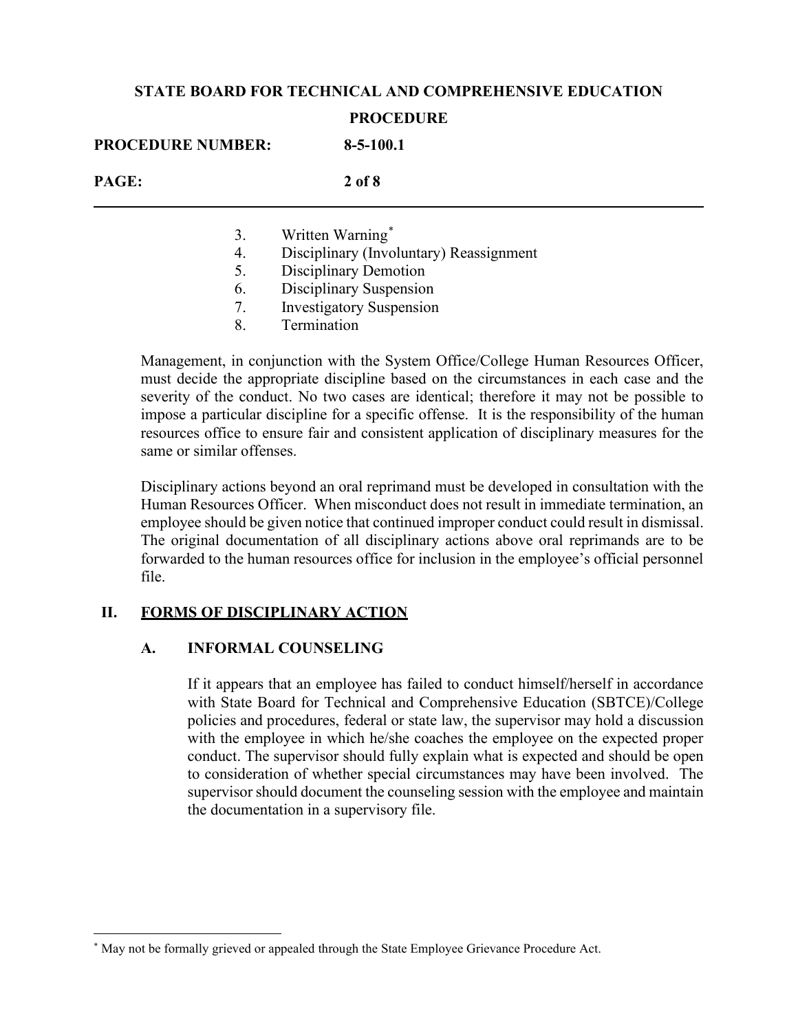3. Written Warning[*]
4. Disciplinary (Involuntary) Reassignment
5. Disciplinary Demotion
6. Disciplinary Suspension
7. Investigatory Suspension
8. Termination

Management, in conjunction with the System Office/College Human Resources Officer, must decide the appropriate discipline based on the circumstances in each case and the severity of the conduct. No two cases are identical; therefore it may not be possible to impose a particular discipline for a specific offense. It is the responsibility of the human resources office to ensure fair and consistent application of disciplinary measures for the same or similar offenses.

Disciplinary actions beyond an oral reprimand must be developed in consultation with the Human Resources Officer. When misconduct does not result in immediate termination, an employee should be given notice that continued improper conduct could result in dismissal. The original documentation of all disciplinary actions above oral reprimands are to be forwarded to the human resources office for inclusion in the employee's official personnel file.

## II. FORMS OF DISCIPLINARY ACTION

### A. INFORMAL COUNSELING

If it appears that an employee has failed to conduct himself/herself in accordance with State Board for Technical and Comprehensive Education (SBTCE)/College policies and procedures, federal or state law, the supervisor may hold a discussion with the employee in which he/she coaches the employee on the expected proper conduct. The supervisor should fully explain what is expected and should be open to consideration of whether special circumstances may have been involved. The supervisor should document the counseling session with the employee and maintain the documentation in a supervisory file.

---

[*] May not be formally grieved or appealed through the State Employee Grievance Procedure Act.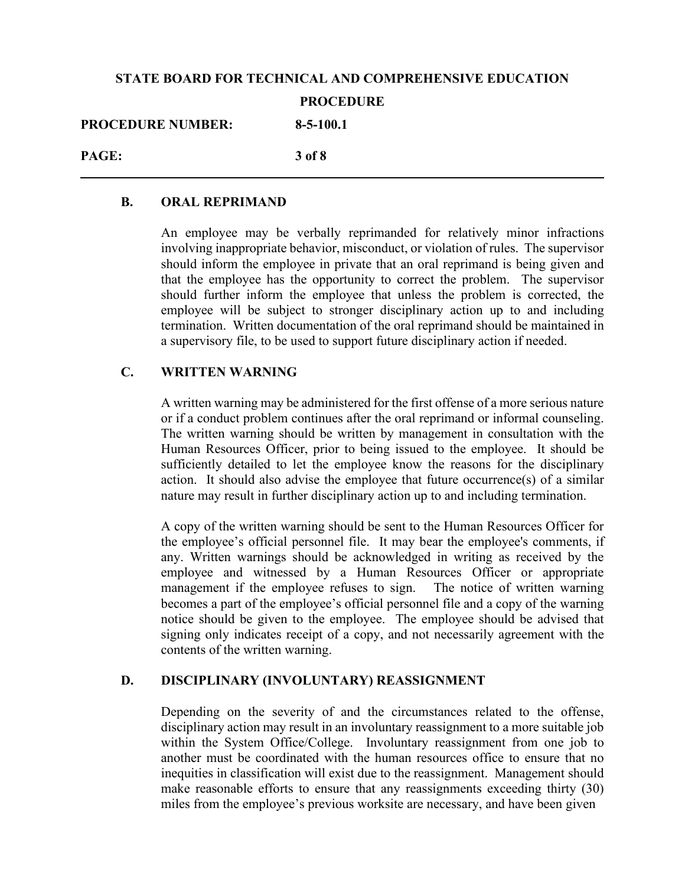## B. ORAL REPRIMAND

An employee may be verbally reprimanded for relatively minor infractions involving inappropriate behavior, misconduct, or violation of rules. The supervisor should inform the employee in private that an oral reprimand is being given and that the employee has the opportunity to correct the problem. The supervisor should further inform the employee that unless the problem is corrected, the employee will be subject to stronger disciplinary action up to and including termination. Written documentation of the oral reprimand should be maintained in a supervisory file, to be used to support future disciplinary action if needed.

## C. WRITTEN WARNING

A written warning may be administered for the first offense of a more serious nature or if a conduct problem continues after the oral reprimand or informal counseling. The written warning should be written by management in consultation with the Human Resources Officer, prior to being issued to the employee. It should be sufficiently detailed to let the employee know the reasons for the disciplinary action. It should also advise the employee that future occurrence(s) of a similar nature may result in further disciplinary action up to and including termination.

A copy of the written warning should be sent to the Human Resources Officer for the employee's official personnel file. It may bear the employee's comments, if any. Written warnings should be acknowledged in writing as received by the employee and witnessed by a Human Resources Officer or appropriate management if the employee refuses to sign. The notice of written warning becomes a part of the employee's official personnel file and a copy of the warning notice should be given to the employee. The employee should be advised that signing only indicates receipt of a copy, and not necessarily agreement with the contents of the written warning.

## D. DISCIPLINARY (INVOLUNTARY) REASSIGNMENT

Depending on the severity of and the circumstances related to the offense, disciplinary action may result in an involuntary reassignment to a more suitable job within the System Office/College. Involuntary reassignment from one job to another must be coordinated with the human resources office to ensure that no inequities in classification will exist due to the reassignment. Management should make reasonable efforts to ensure that any reassignments exceeding thirty (30) miles from the employee's previous worksite are necessary, and have been given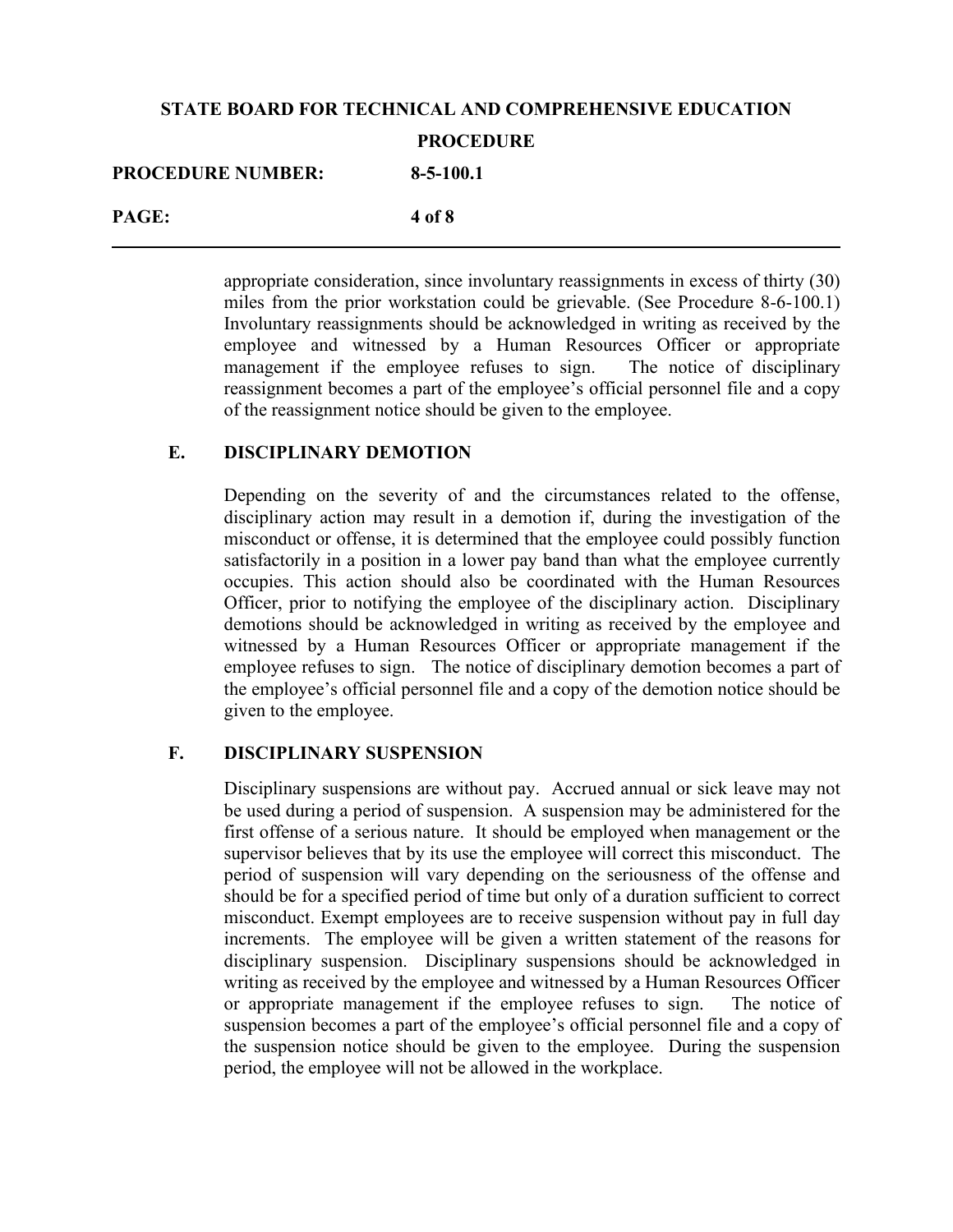appropriate consideration, since involuntary reassignments in excess of thirty (30) miles from the prior workstation could be grievable. (See Procedure 8-6-100.1) Involuntary reassignments should be acknowledged in writing as received by the employee and witnessed by a Human Resources Officer or appropriate management if the employee refuses to sign. The notice of disciplinary reassignment becomes a part of the employee's official personnel file and a copy of the reassignment notice should be given to the employee.

### E. DISCIPLINARY DEMOTION

Depending on the severity of and the circumstances related to the offense, disciplinary action may result in a demotion if, during the investigation of the misconduct or offense, it is determined that the employee could possibly function satisfactorily in a position in a lower pay band than what the employee currently occupies. This action should also be coordinated with the Human Resources Officer, prior to notifying the employee of the disciplinary action. Disciplinary demotions should be acknowledged in writing as received by the employee and witnessed by a Human Resources Officer or appropriate management if the employee refuses to sign. The notice of disciplinary demotion becomes a part of the employee's official personnel file and a copy of the demotion notice should be given to the employee.

### F. DISCIPLINARY SUSPENSION

Disciplinary suspensions are without pay. Accrued annual or sick leave may not be used during a period of suspension. A suspension may be administered for the first offense of a serious nature. It should be employed when management or the supervisor believes that by its use the employee will correct this misconduct. The period of suspension will vary depending on the seriousness of the offense and should be for a specified period of time but only of a duration sufficient to correct misconduct. Exempt employees are to receive suspension without pay in full day increments. The employee will be given a written statement of the reasons for disciplinary suspension. Disciplinary suspensions should be acknowledged in writing as received by the employee and witnessed by a Human Resources Officer or appropriate management if the employee refuses to sign. The notice of suspension becomes a part of the employee's official personnel file and a copy of the suspension notice should be given to the employee. During the suspension period, the employee will not be allowed in the workplace.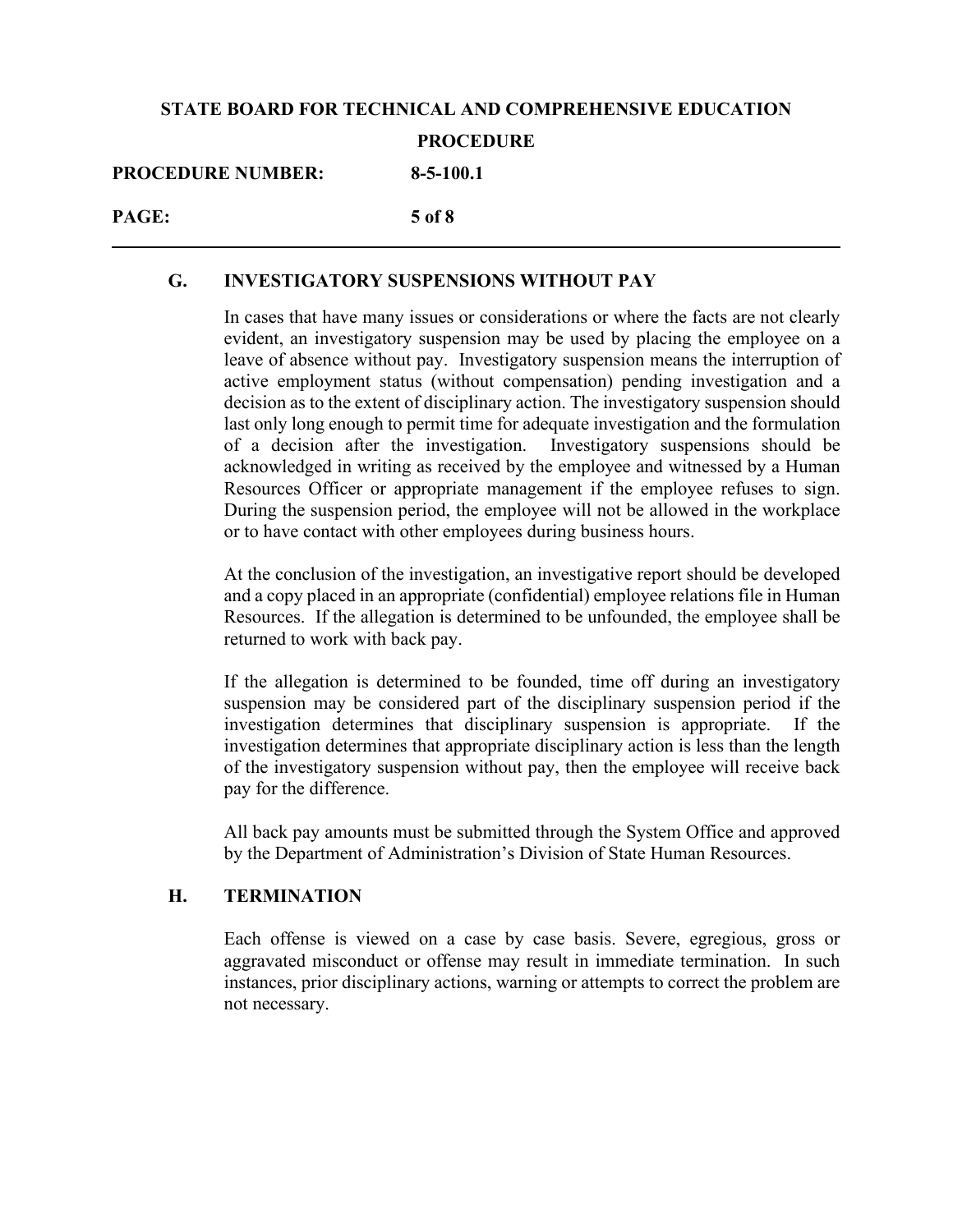## G. INVESTIGATORY SUSPENSIONS WITHOUT PAY

In cases that have many issues or considerations or where the facts are not clearly evident, an investigatory suspension may be used by placing the employee on a leave of absence without pay. Investigatory suspension means the interruption of active employment status (without compensation) pending investigation and a decision as to the extent of disciplinary action. The investigatory suspension should last only long enough to permit time for adequate investigation and the formulation of a decision after the investigation. Investigatory suspensions should be acknowledged in writing as received by the employee and witnessed by a Human Resources Officer or appropriate management if the employee refuses to sign. During the suspension period, the employee will not be allowed in the workplace or to have contact with other employees during business hours.

At the conclusion of the investigation, an investigative report should be developed and a copy placed in an appropriate (confidential) employee relations file in Human Resources. If the allegation is determined to be unfounded, the employee shall be returned to work with back pay.

If the allegation is determined to be founded, time off during an investigatory suspension may be considered part of the disciplinary suspension period if the investigation determines that disciplinary suspension is appropriate. If the investigation determines that appropriate disciplinary action is less than the length of the investigatory suspension without pay, then the employee will receive back pay for the difference.

All back pay amounts must be submitted through the System Office and approved by the Department of Administration's Division of State Human Resources.

## H. TERMINATION

Each offense is viewed on a case by case basis. Severe, egregious, gross or aggravated misconduct or offense may result in immediate termination. In such instances, prior disciplinary actions, warning or attempts to correct the problem are not necessary.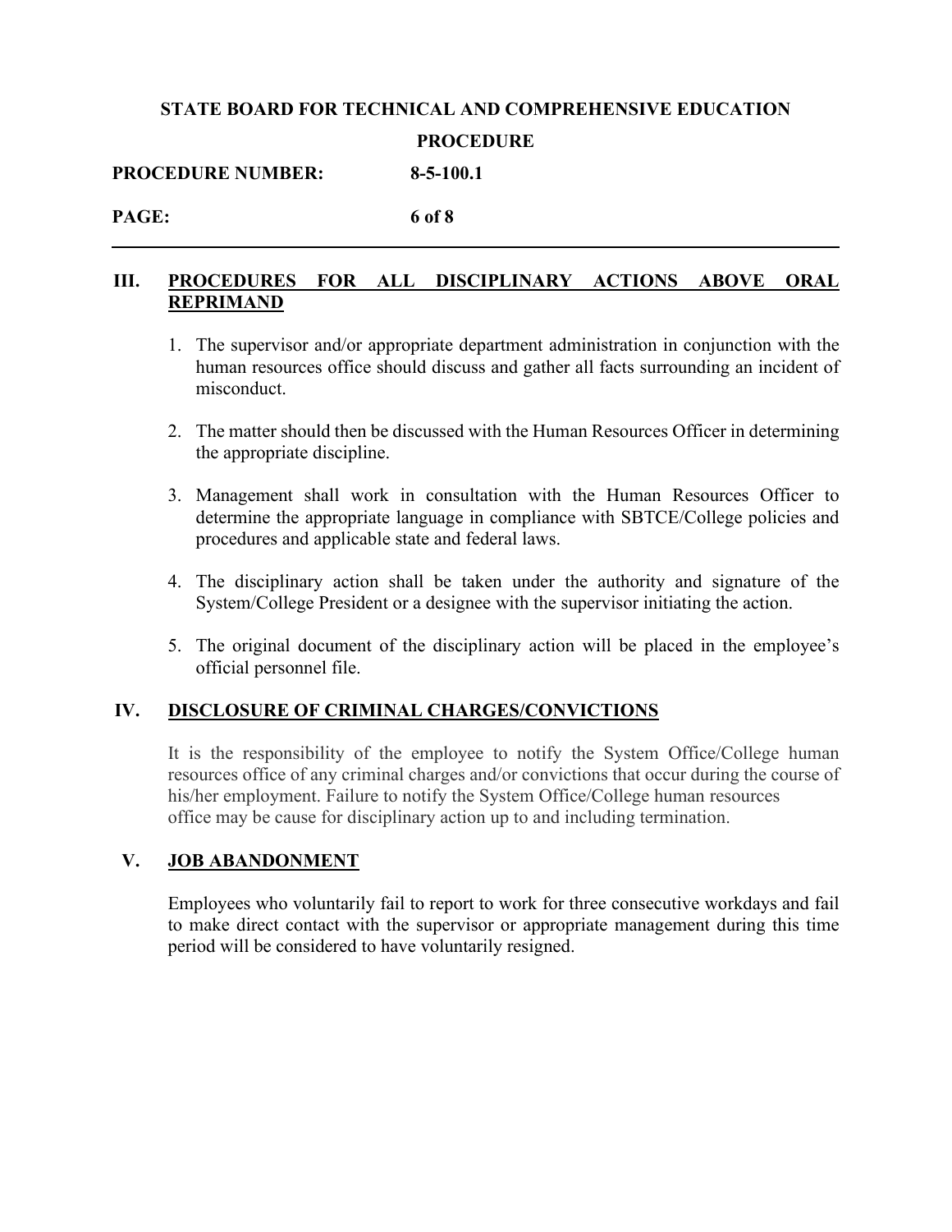## III. PROCEDURES FOR ALL DISCIPLINARY ACTIONS ABOVE ORAL REPRIMAND

1. The supervisor and/or appropriate department administration in conjunction with the human resources office should discuss and gather all facts surrounding an incident of misconduct.

2. The matter should then be discussed with the Human Resources Officer in determining the appropriate discipline.

3. Management shall work in consultation with the Human Resources Officer to determine the appropriate language in compliance with SBTCE/College policies and procedures and applicable state and federal laws.

4. The disciplinary action shall be taken under the authority and signature of the System/College President or a designee with the supervisor initiating the action.

5. The original document of the disciplinary action will be placed in the employee's official personnel file.

## IV. DISCLOSURE OF CRIMINAL CHARGES/CONVICTIONS

It is the responsibility of the employee to notify the System Office/College human resources office of any criminal charges and/or convictions that occur during the course of his/her employment. Failure to notify the System Office/College human resources office may be cause for disciplinary action up to and including termination.

## V. JOB ABANDONMENT

Employees who voluntarily fail to report to work for three consecutive workdays and fail to make direct contact with the supervisor or appropriate management during this time period will be considered to have voluntarily resigned.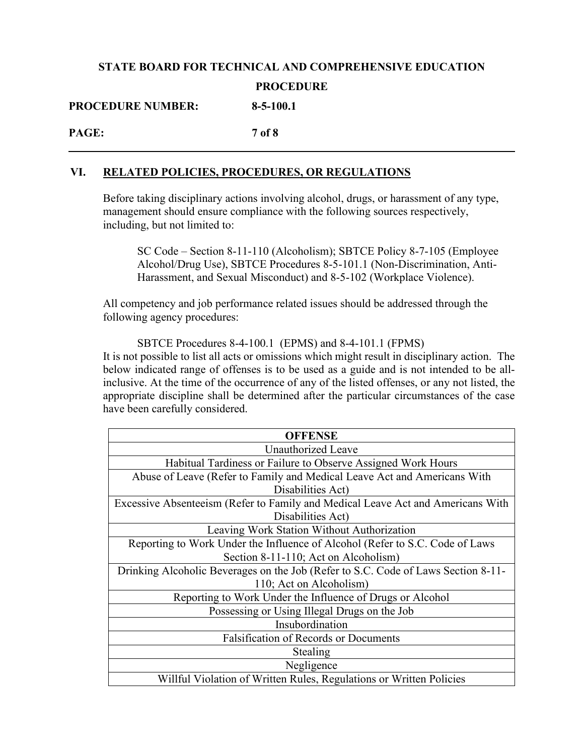## VI. RELATED POLICIES, PROCEDURES, OR REGULATIONS

Before taking disciplinary actions involving alcohol, drugs, or harassment of any type, management should ensure compliance with the following sources respectively, including, but not limited to:

> SC Code – Section 8-11-110 (Alcoholism); SBTCE Policy 8-7-105 (Employee Alcohol/Drug Use), SBTCE Procedures 8-5-101.1 (Non-Discrimination, Anti-Harassment, and Sexual Misconduct) and 8-5-102 (Workplace Violence).

All competency and job performance related issues should be addressed through the following agency procedures:

> SBTCE Procedures 8-4-100.1 (EPMS) and 8-4-101.1 (FPMS)

It is not possible to list all acts or omissions which might result in disciplinary action. The below indicated range of offenses is to be used as a guide and is not intended to be all-inclusive. At the time of the occurrence of any of the listed offenses, or any not listed, the appropriate discipline shall be determined after the particular circumstances of the case have been carefully considered.

| OFFENSE |
|---|
| Unauthorized Leave |
| Habitual Tardiness or Failure to Observe Assigned Work Hours |
| Abuse of Leave (Refer to Family and Medical Leave Act and Americans With Disabilities Act) |
| Excessive Absenteeism (Refer to Family and Medical Leave Act and Americans With Disabilities Act) |
| Leaving Work Station Without Authorization |
| Reporting to Work Under the Influence of Alcohol (Refer to S.C. Code of Laws Section 8-11-110; Act on Alcoholism) |
| Drinking Alcoholic Beverages on the Job (Refer to S.C. Code of Laws Section 8-11-110; Act on Alcoholism) |
| Reporting to Work Under the Influence of Drugs or Alcohol |
| Possessing or Using Illegal Drugs on the Job |
| Insubordination |
| Falsification of Records or Documents |
| Stealing |
| Negligence |
| Willful Violation of Written Rules, Regulations or Written Policies |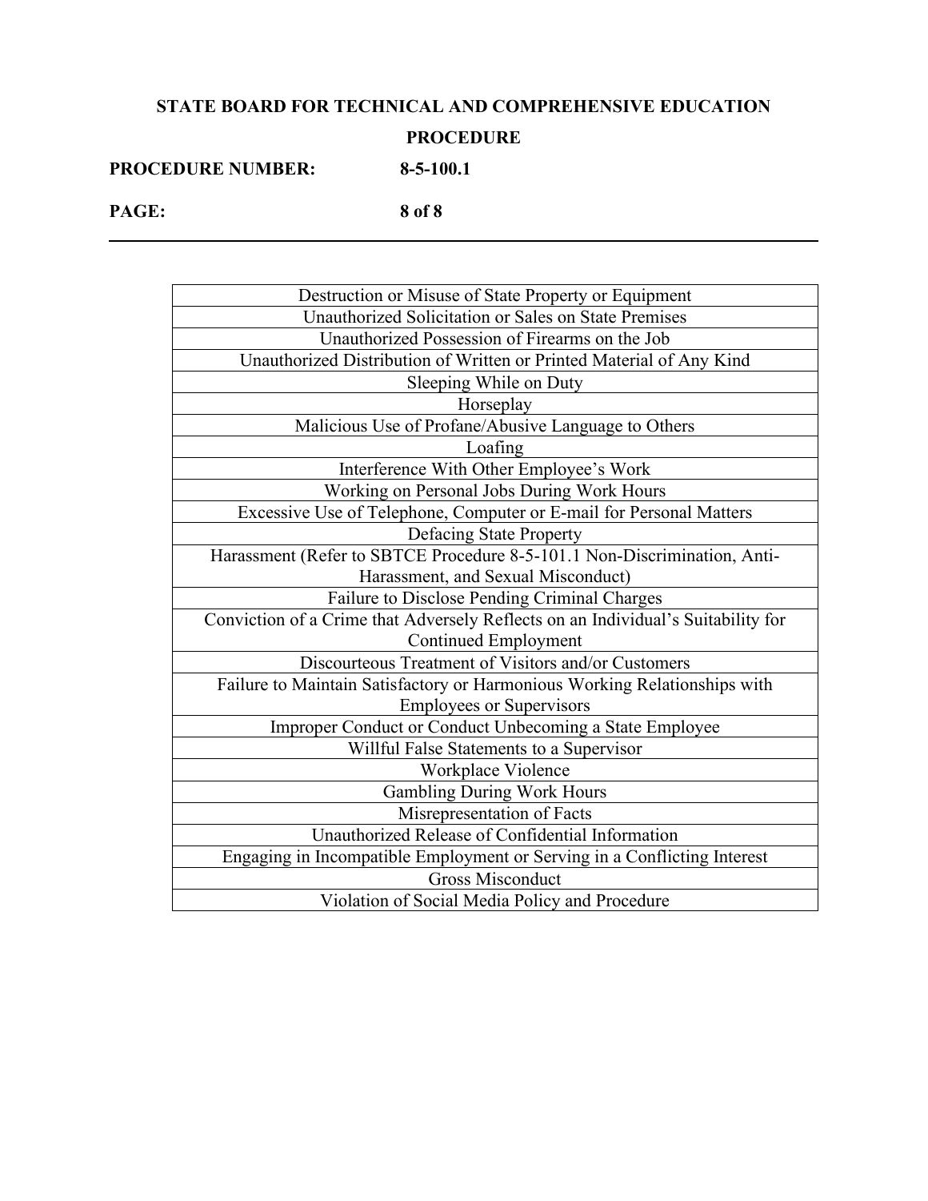| |
|---|
| Destruction or Misuse of State Property or Equipment |
| Unauthorized Solicitation or Sales on State Premises |
| Unauthorized Possession of Firearms on the Job |
| Unauthorized Distribution of Written or Printed Material of Any Kind |
| Sleeping While on Duty |
| Horseplay |
| Malicious Use of Profane/Abusive Language to Others |
| Loafing |
| Interference With Other Employee's Work |
| Working on Personal Jobs During Work Hours |
| Excessive Use of Telephone, Computer or E-mail for Personal Matters |
| Defacing State Property |
| Harassment (Refer to SBTCE Procedure 8-5-101.1 Non-Discrimination, Anti-Harassment, and Sexual Misconduct) |
| Failure to Disclose Pending Criminal Charges |
| Conviction of a Crime that Adversely Reflects on an Individual's Suitability for Continued Employment |
| Discourteous Treatment of Visitors and/or Customers |
| Failure to Maintain Satisfactory or Harmonious Working Relationships with Employees or Supervisors |
| Improper Conduct or Conduct Unbecoming a State Employee |
| Willful False Statements to a Supervisor |
| Workplace Violence |
| Gambling During Work Hours |
| Misrepresentation of Facts |
| Unauthorized Release of Confidential Information |
| Engaging in Incompatible Employment or Serving in a Conflicting Interest |
| Gross Misconduct |
| Violation of Social Media Policy and Procedure |